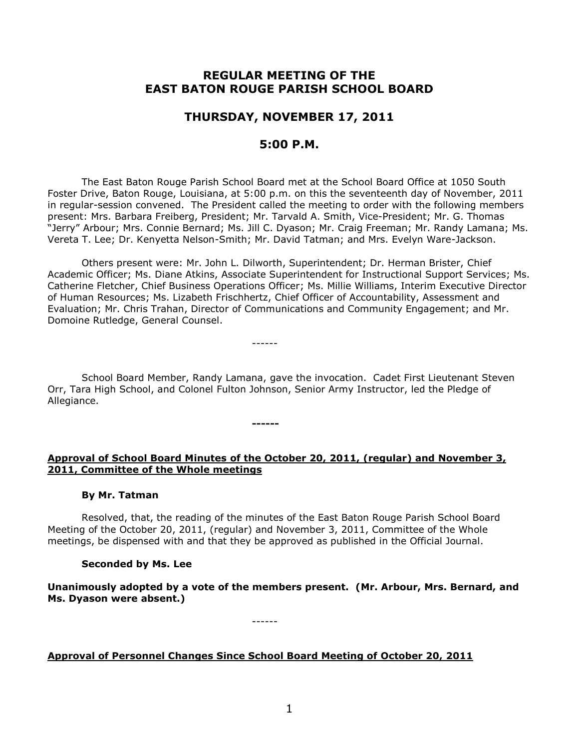# REGULAR MEETING OF THE EAST BATON ROUGE PARISH SCHOOL BOARD

## THURSDAY, NOVEMBER 17, 2011

## 5:00 P.M.

The East Baton Rouge Parish School Board met at the School Board Office at 1050 South Foster Drive, Baton Rouge, Louisiana, at 5:00 p.m. on this the seventeenth day of November, 2011 in regular-session convened. The President called the meeting to order with the following members present: Mrs. Barbara Freiberg, President; Mr. Tarvald A. Smith, Vice-President; Mr. G. Thomas "Jerry" Arbour; Mrs. Connie Bernard; Ms. Jill C. Dyason; Mr. Craig Freeman; Mr. Randy Lamana; Ms. Vereta T. Lee; Dr. Kenyetta Nelson-Smith; Mr. David Tatman; and Mrs. Evelyn Ware-Jackson.

Others present were: Mr. John L. Dilworth, Superintendent; Dr. Herman Brister, Chief Academic Officer; Ms. Diane Atkins, Associate Superintendent for Instructional Support Services; Ms. Catherine Fletcher, Chief Business Operations Officer; Ms. Millie Williams, Interim Executive Director of Human Resources; Ms. Lizabeth Frischhertz, Chief Officer of Accountability, Assessment and Evaluation; Mr. Chris Trahan, Director of Communications and Community Engagement; and Mr. Domoine Rutledge, General Counsel.

------

School Board Member, Randy Lamana, gave the invocation. Cadet First Lieutenant Steven Orr, Tara High School, and Colonel Fulton Johnson, Senior Army Instructor, led the Pledge of Allegiance.

**------**

**Approval of School Board Minutes of the October 20, 2011, (regular) and November 3, 2011, Committee of the Whole meetings**

**By Mr. Tatman**

Resolved, that, the reading of the minutes of the East Baton Rouge Parish School Board Meeting of the October 20, 2011, (regular) and November 3, 2011, Committee of the Whole meetings, be dispensed with and that they be approved as published in the Official Journal.

**Seconded by Ms. Lee**

**Unanimously adopted by a vote of the members present. (Mr. Arbour, Mrs. Bernard, and Ms. Dyason were absent.)**

------

**Approval of Personnel Changes Since School Board Meeting of October 20, 2011**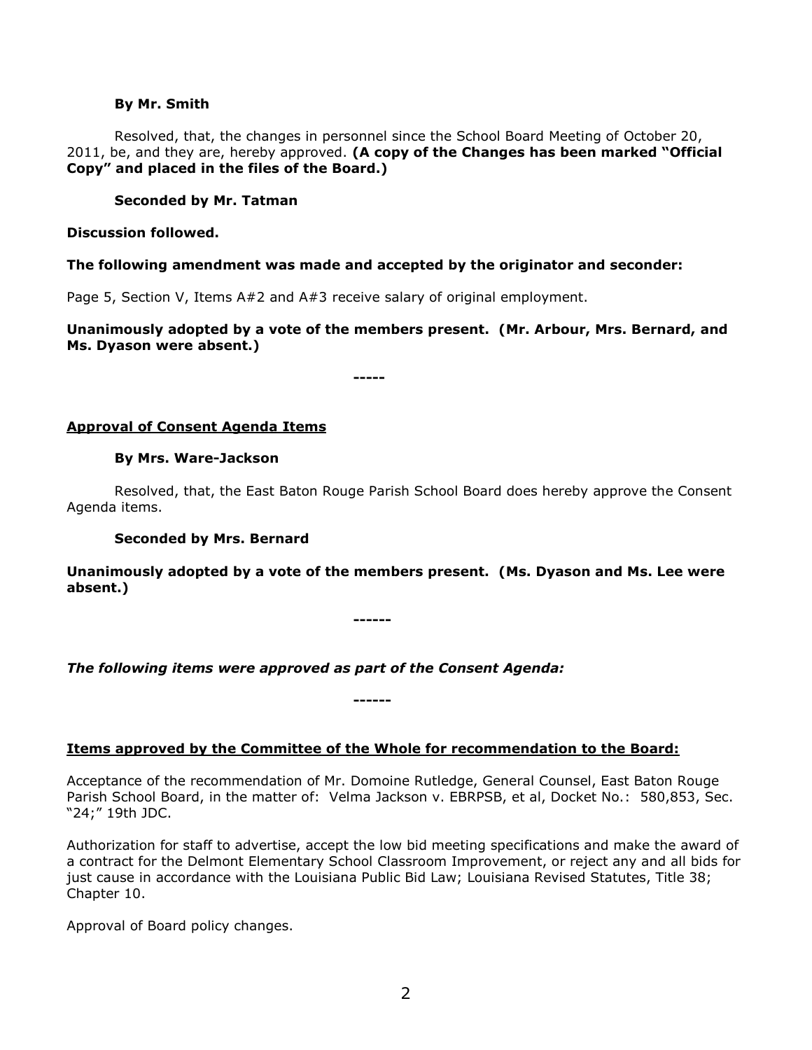**By Mr. Smith**

Resolved, that, the changes in personnel since the School Board Meeting of October 20, 2011, be, and they are, hereby approved. **(A copy of the Changes has been marked "Official Copy" and placed in the files of the Board.)**

**Seconded by Mr. Tatman**

**Discussion followed.**

**The following amendment was made and accepted by the originator and seconder:**

Page 5, Section V, Items A#2 and A#3 receive salary of original employment.

**Unanimously adopted by a vote of the members present. (Mr. Arbour, Mrs. Bernard, and Ms. Dyason were absent.)**

**-----**

<u>**Approval of Consent Agenda Items**</u>

**By Mrs. Ware-Jackson**

Resolved, that, the East Baton Rouge Parish School Board does hereby approve the Consent Agenda items.

**Seconded by Mrs. Bernard**

**Unanimously adopted by a vote of the members present. (Ms. Dyason and Ms. Lee were absent.)**

**------**

***The following items were approved as part of the Consent Agenda:***

**------**

<u>**Items approved by the Committee of the Whole for recommendation to the Board:**</u>

Acceptance of the recommendation of Mr. Domoine Rutledge, General Counsel, East Baton Rouge Parish School Board, in the matter of: Velma Jackson v. EBRPSB, et al, Docket No.: 580,853, Sec. "24;" 19th JDC.

Authorization for staff to advertise, accept the low bid meeting specifications and make the award of a contract for the Delmont Elementary School Classroom Improvement, or reject any and all bids for just cause in accordance with the Louisiana Public Bid Law; Louisiana Revised Statutes, Title 38; Chapter 10.

Approval of Board policy changes.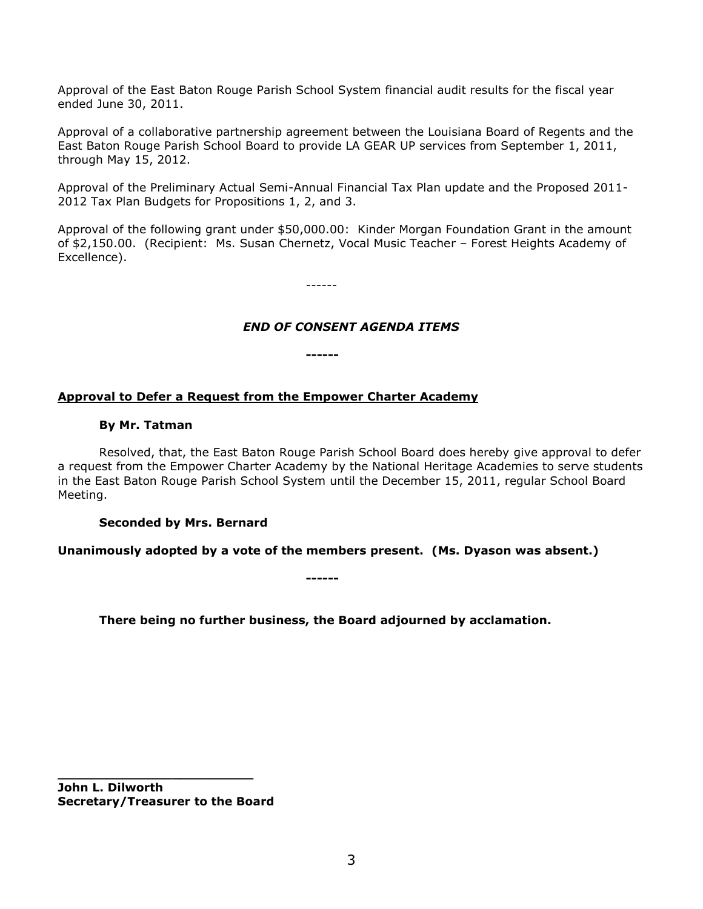Approval of the East Baton Rouge Parish School System financial audit results for the fiscal year ended June 30, 2011.

Approval of a collaborative partnership agreement between the Louisiana Board of Regents and the East Baton Rouge Parish School Board to provide LA GEAR UP services from September 1, 2011, through May 15, 2012.

Approval of the Preliminary Actual Semi-Annual Financial Tax Plan update and the Proposed 2011-2012 Tax Plan Budgets for Propositions 1, 2, and 3.

Approval of the following grant under $50,000.00: Kinder Morgan Foundation Grant in the amount of $2,150.00. (Recipient: Ms. Susan Chernetz, Vocal Music Teacher – Forest Heights Academy of Excellence).

------

***END OF CONSENT AGENDA ITEMS***

**------**

**Approval to Defer a Request from the Empower Charter Academy**

**By Mr. Tatman**

Resolved, that, the East Baton Rouge Parish School Board does hereby give approval to defer a request from the Empower Charter Academy by the National Heritage Academies to serve students in the East Baton Rouge Parish School System until the December 15, 2011, regular School Board Meeting.

**Seconded by Mrs. Bernard**

**Unanimously adopted by a vote of the members present. (Ms. Dyason was absent.)**

**------**

**There being no further business, the Board adjourned by acclamation.**

\_\_\_\_\_\_\_\_\_\_\_\_\_\_\_\_\_\_\_\_\_\_\_\_\_

**John L. Dilworth**
**Secretary/Treasurer to the Board**